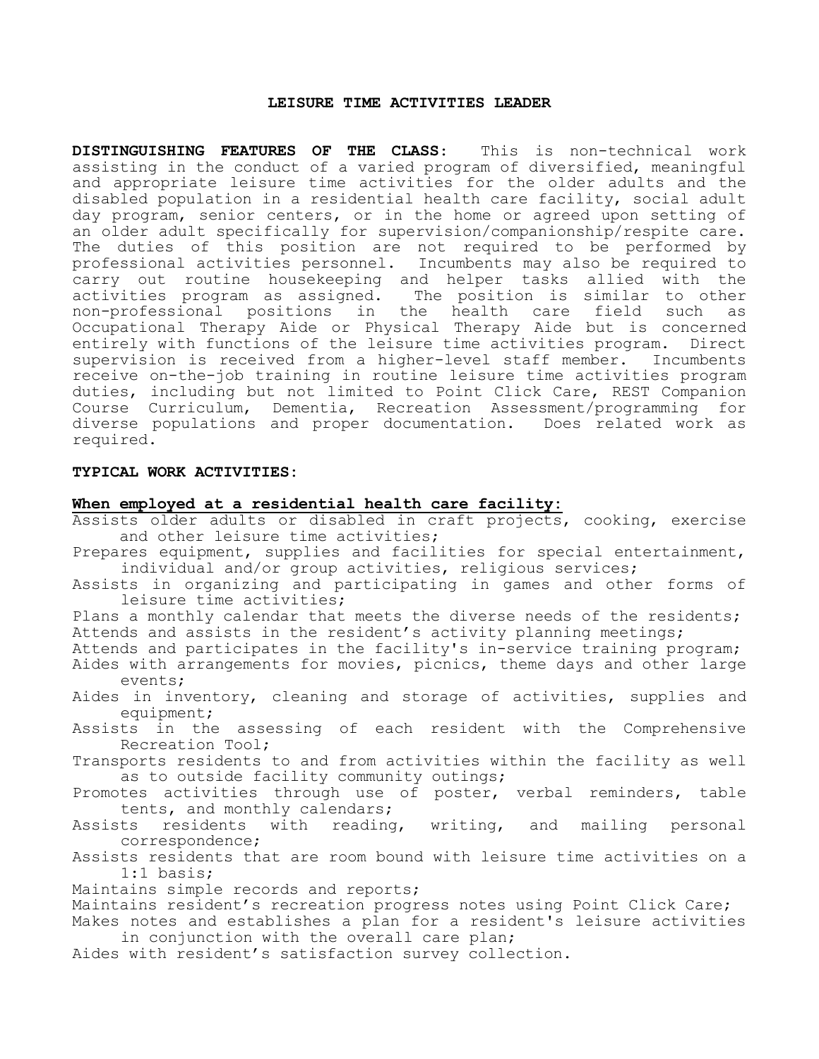# LEISURE TIME ACTIVITIES LEADER

**DISTINGUISHING FEATURES OF THE CLASS:** This is non-technical work assisting in the conduct of a varied program of diversified, meaningful and appropriate leisure time activities for the older adults and the disabled population in a residential health care facility, social adult day program, senior centers, or in the home or agreed upon setting of an older adult specifically for supervision/companionship/respite care. The duties of this position are not required to be performed by professional activities personnel. Incumbents may also be required to carry out routine housekeeping and helper tasks allied with the activities program as assigned. The position is similar to other non-professional positions in the health care field such as Occupational Therapy Aide or Physical Therapy Aide but is concerned entirely with functions of the leisure time activities program. Direct supervision is received from a higher-level staff member. Incumbents receive on-the-job training in routine leisure time activities program duties, including but not limited to Point Click Care, REST Companion Course Curriculum, Dementia, Recreation Assessment/programming for diverse populations and proper documentation. Does related work as required.

**TYPICAL WORK ACTIVITIES:**

**<u>When employed at a residential health care facility:</u>**

Assists older adults or disabled in craft projects, cooking, exercise and other leisure time activities;
Prepares equipment, supplies and facilities for special entertainment, individual and/or group activities, religious services;
Assists in organizing and participating in games and other forms of leisure time activities;
Plans a monthly calendar that meets the diverse needs of the residents;
Attends and assists in the resident's activity planning meetings;
Attends and participates in the facility's in-service training program;
Aides with arrangements for movies, picnics, theme days and other large events;
Aides in inventory, cleaning and storage of activities, supplies and equipment;
Assists in the assessing of each resident with the Comprehensive Recreation Tool;
Transports residents to and from activities within the facility as well as to outside facility community outings;
Promotes activities through use of poster, verbal reminders, table tents, and monthly calendars;
Assists residents with reading, writing, and mailing personal correspondence;
Assists residents that are room bound with leisure time activities on a 1:1 basis;
Maintains simple records and reports;
Maintains resident's recreation progress notes using Point Click Care;
Makes notes and establishes a plan for a resident's leisure activities in conjunction with the overall care plan;
Aides with resident's satisfaction survey collection.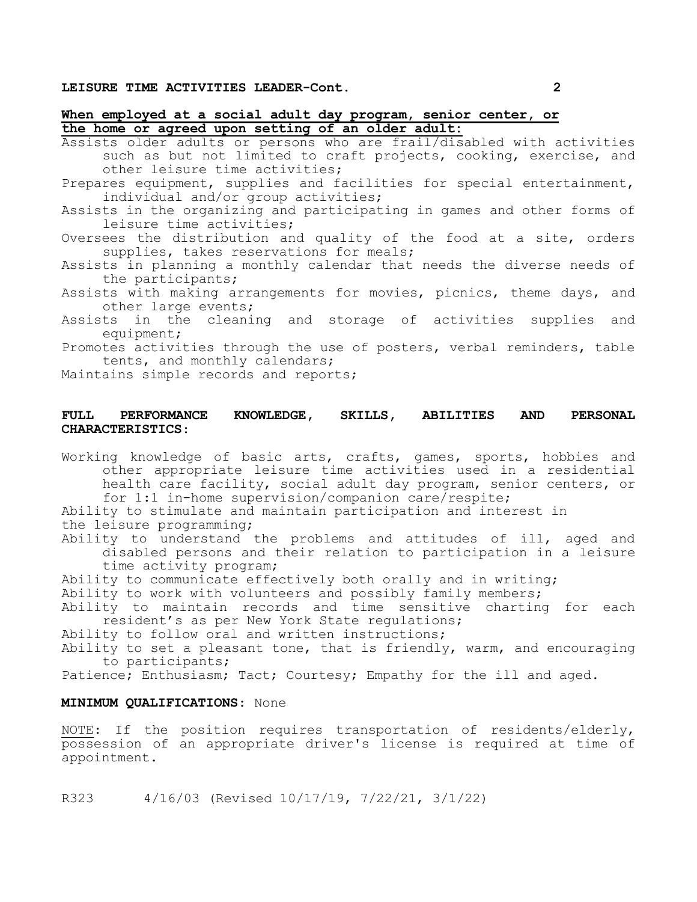**When employed at a social adult day program, senior center, or the home or agreed upon setting of an older adult:**

Assists older adults or persons who are frail/disabled with activities such as but not limited to craft projects, cooking, exercise, and other leisure time activities;

Prepares equipment, supplies and facilities for special entertainment, individual and/or group activities;

Assists in the organizing and participating in games and other forms of leisure time activities;

Oversees the distribution and quality of the food at a site, orders supplies, takes reservations for meals;

Assists in planning a monthly calendar that needs the diverse needs of the participants;

Assists with making arrangements for movies, picnics, theme days, and other large events;

Assists in the cleaning and storage of activities supplies and equipment;

Promotes activities through the use of posters, verbal reminders, table tents, and monthly calendars;

Maintains simple records and reports;

**FULL PERFORMANCE KNOWLEDGE, SKILLS, ABILITIES AND PERSONAL CHARACTERISTICS:**

Working knowledge of basic arts, crafts, games, sports, hobbies and other appropriate leisure time activities used in a residential health care facility, social adult day program, senior centers, or for 1:1 in-home supervision/companion care/respite;

Ability to stimulate and maintain participation and interest in the leisure programming;

Ability to understand the problems and attitudes of ill, aged and disabled persons and their relation to participation in a leisure time activity program;

Ability to communicate effectively both orally and in writing;

Ability to work with volunteers and possibly family members;

Ability to maintain records and time sensitive charting for each resident's as per New York State regulations;

Ability to follow oral and written instructions;

Ability to set a pleasant tone, that is friendly, warm, and encouraging to participants;

Patience; Enthusiasm; Tact; Courtesy; Empathy for the ill and aged.

**MINIMUM QUALIFICATIONS:** None

NOTE: If the position requires transportation of residents/elderly, possession of an appropriate driver's license is required at time of appointment.

R323 4/16/03 (Revised 10/17/19, 7/22/21, 3/1/22)